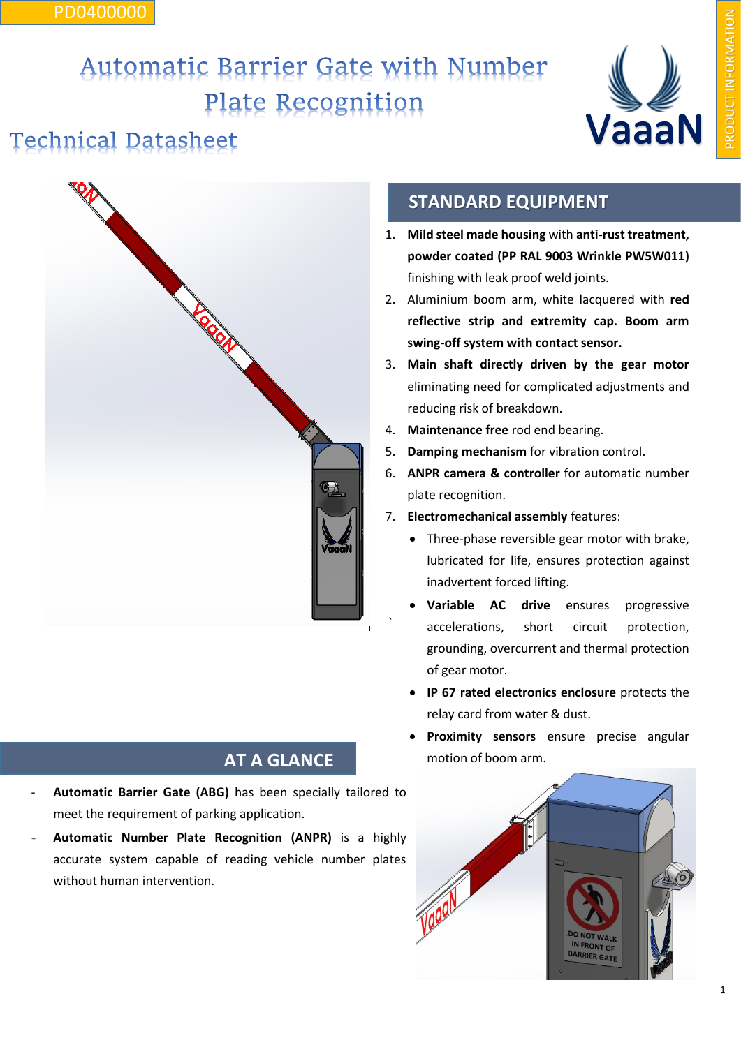PD0400000

# Automatic Barrier Gate with Number Plate Recognition

## Technical Datasheet

PRODUCT INFORMATION

## STANDARD EQUIPMENT

1. **Mild steel made housing** with **anti-rust treatment, powder coated (PP RAL 9003 Wrinkle PW5W011)** finishing with leak proof weld joints.
2. Aluminium boom arm, white lacquered with **red reflective strip and extremity cap. Boom arm swing-off system with contact sensor.**
3. **Main shaft directly driven by the gear motor** eliminating need for complicated adjustments and reducing risk of breakdown.
4. **Maintenance free** rod end bearing.
5. **Damping mechanism** for vibration control.
6. **ANPR camera & controller** for automatic number plate recognition.
7. **Electromechanical assembly** features:
   - Three-phase reversible gear motor with brake, lubricated for life, ensures protection against inadvertent forced lifting.
   - **Variable AC drive** ensures progressive accelerations, short circuit protection, grounding, overcurrent and thermal protection of gear motor.
   - **IP 67 rated electronics enclosure** protects the relay card from water & dust.
   - **Proximity sensors** ensure precise angular motion of boom arm.

## AT A GLANCE

- **Automatic Barrier Gate (ABG)** has been specially tailored to meet the requirement of parking application.
- **Automatic Number Plate Recognition (ANPR)** is a highly accurate system capable of reading vehicle number plates without human intervention.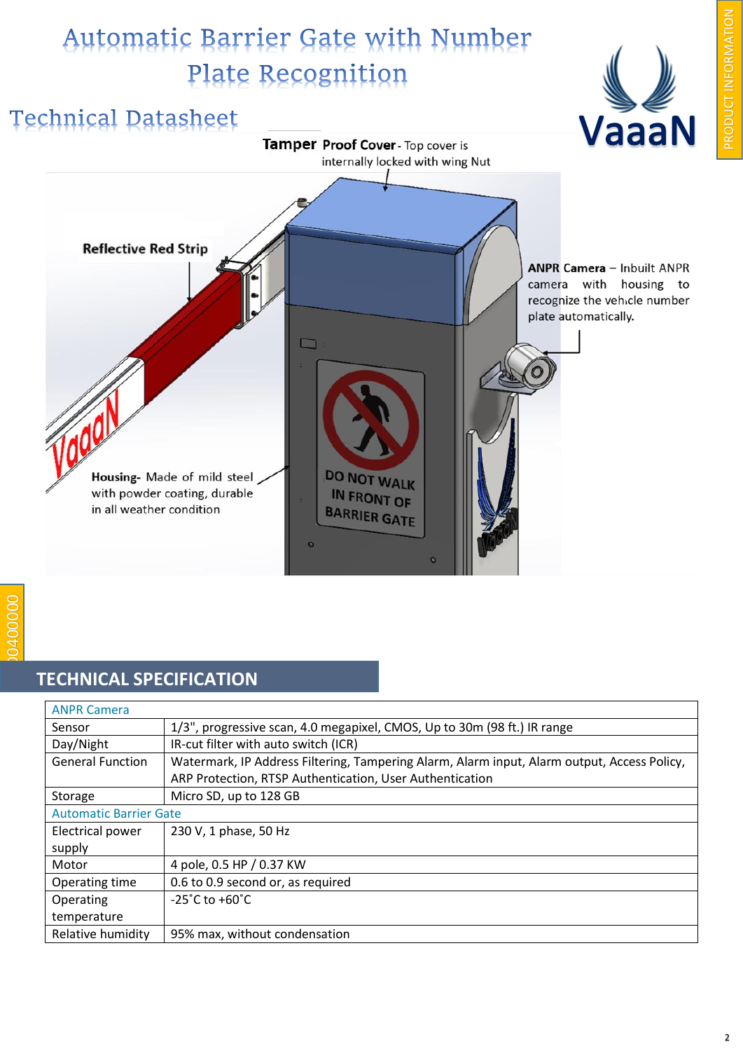# Automatic Barrier Gate with Number Plate Recognition

## Technical Datasheet

**Tamper Proof Cover** - Top cover is internally locked with wing Nut

**Reflective Red Strip**

**ANPR Camera** – Inbuilt ANPR camera with housing to recognize the vehicle number plate automatically.

**Housing-** Made of mild steel with powder coating, durable in all weather condition

DO NOT WALK IN FRONT OF BARRIER GATE

## TECHNICAL SPECIFICATION

| ANPR Camera | |
|---|---|
| Sensor | 1/3", progressive scan, 4.0 megapixel, CMOS, Up to 30m (98 ft.) IR range |
| Day/Night | IR-cut filter with auto switch (ICR) |
| General Function | Watermark, IP Address Filtering, Tampering Alarm, Alarm input, Alarm output, Access Policy, ARP Protection, RTSP Authentication, User Authentication |
| Storage | Micro SD, up to 128 GB |
| **Automatic Barrier Gate** | |
| Electrical power supply | 230 V, 1 phase, 50 Hz |
| Motor | 4 pole, 0.5 HP / 0.37 KW |
| Operating time | 0.6 to 0.9 second or, as required |
| Operating temperature | -25˚C to +60˚C |
| Relative humidity | 95% max, without condensation |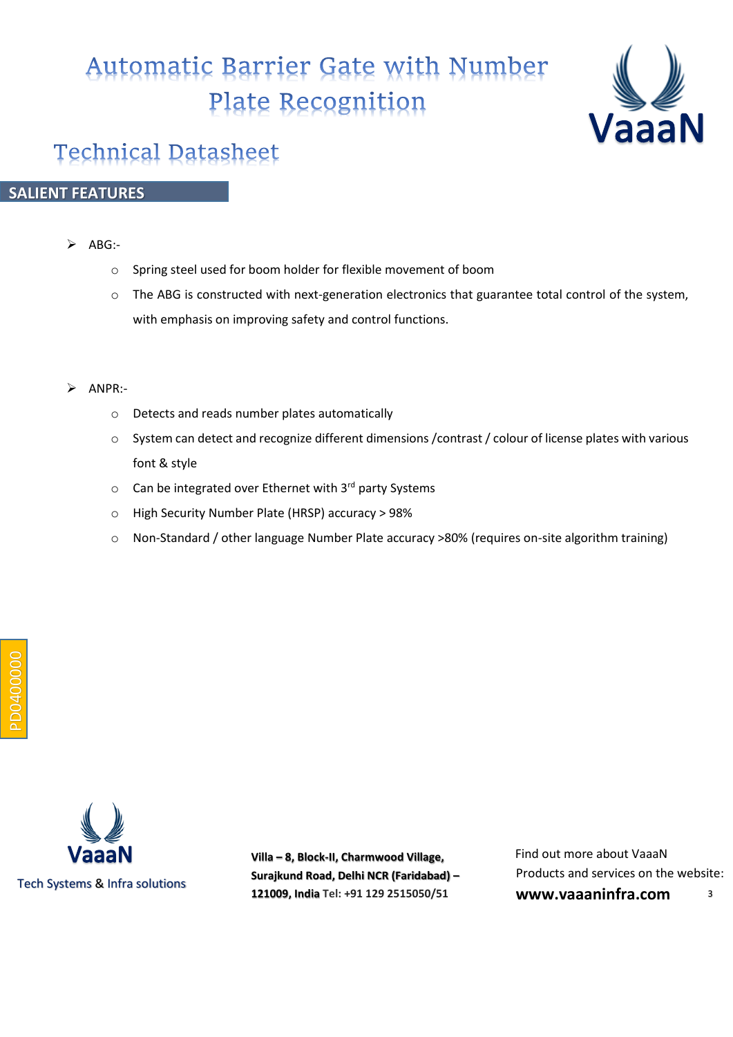# Automatic Barrier Gate with Number Plate Recognition

## Technical Datasheet

## SALIENT FEATURES

- ABG:-
  - Spring steel used for boom holder for flexible movement of boom
  - The ABG is constructed with next-generation electronics that guarantee total control of the system, with emphasis on improving safety and control functions.

- ANPR:-
  - Detects and reads number plates automatically
  - System can detect and recognize different dimensions /contrast / colour of license plates with various font & style
  - Can be integrated over Ethernet with 3rd party Systems
  - High Security Number Plate (HRSP) accuracy > 98%
  - Non-Standard / other language Number Plate accuracy >80% (requires on-site algorithm training)

PD0400000

VaaaN Tech Systems & Infra solutions

**Villa – 8, Block-II, Charmwood Village, Surajkund Road, Delhi NCR (Faridabad) – 121009, India** Tel: +91 129 2515050/51

Find out more about VaaaN Products and services on the website: **www.vaaaninfra.com**